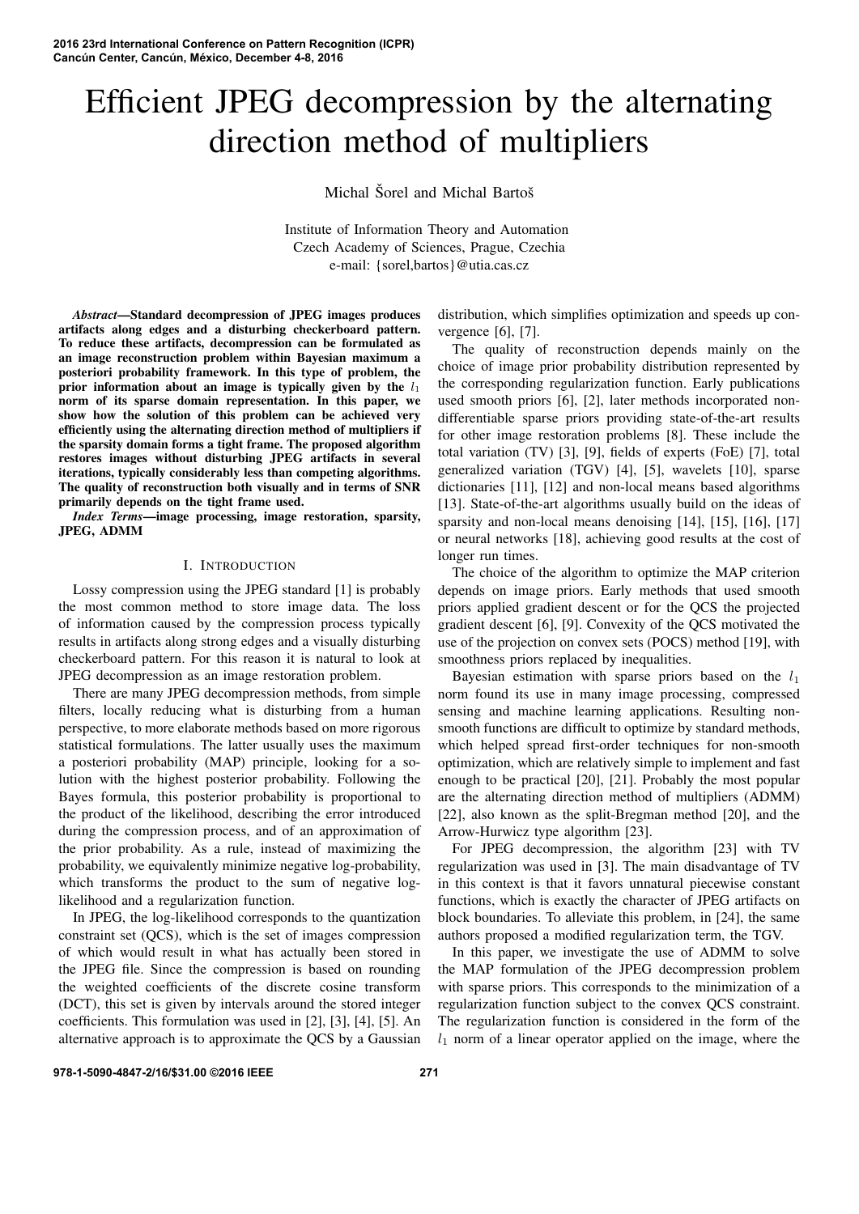# Efficient JPEG decompression by the alternating direction method of multipliers

Michal Šorel and Michal Bartoš

Institute of Information Theory and Automation
Czech Academy of Sciences, Prague, Czechia
e-mail: {sorel,bartos}@utia.cas.cz

***Abstract*—Standard decompression of JPEG images produces artifacts along edges and a disturbing checkerboard pattern. To reduce these artifacts, decompression can be formulated as an image reconstruction problem within Bayesian maximum a posteriori probability framework. In this type of problem, the prior information about an image is typically given by the $l_1$ norm of its sparse domain representation. In this paper, we show how the solution of this problem can be achieved very efficiently using the alternating direction method of multipliers if the sparsity domain forms a tight frame. The proposed algorithm restores images without disturbing JPEG artifacts in several iterations, typically considerably less than competing algorithms. The quality of reconstruction both visually and in terms of SNR primarily depends on the tight frame used.**

***Index Terms*—image processing, image restoration, sparsity, JPEG, ADMM**

## I. Introduction

Lossy compression using the JPEG standard [1] is probably the most common method to store image data. The loss of information caused by the compression process typically results in artifacts along strong edges and a visually disturbing checkerboard pattern. For this reason it is natural to look at JPEG decompression as an image restoration problem.

There are many JPEG decompression methods, from simple filters, locally reducing what is disturbing from a human perspective, to more elaborate methods based on more rigorous statistical formulations. The latter usually uses the maximum a posteriori probability (MAP) principle, looking for a solution with the highest posterior probability. Following the Bayes formula, this posterior probability is proportional to the product of the likelihood, describing the error introduced during the compression process, and of an approximation of the prior probability. As a rule, instead of maximizing the probability, we equivalently minimize negative log-probability, which transforms the product to the sum of negative log-likelihood and a regularization function.

In JPEG, the log-likelihood corresponds to the quantization constraint set (QCS), which is the set of images compression of which would result in what has actually been stored in the JPEG file. Since the compression is based on rounding the weighted coefficients of the discrete cosine transform (DCT), this set is given by intervals around the stored integer coefficients. This formulation was used in [2], [3], [4], [5]. An alternative approach is to approximate the QCS by a Gaussian distribution, which simplifies optimization and speeds up convergence [6], [7].

The quality of reconstruction depends mainly on the choice of image prior probability distribution represented by the corresponding regularization function. Early publications used smooth priors [6], [2], later methods incorporated non-differentiable sparse priors providing state-of-the-art results for other image restoration problems [8]. These include the total variation (TV) [3], [9], fields of experts (FoE) [7], total generalized variation (TGV) [4], [5], wavelets [10], sparse dictionaries [11], [12] and non-local means based algorithms [13]. State-of-the-art algorithms usually build on the ideas of sparsity and non-local means denoising [14], [15], [16], [17] or neural networks [18], achieving good results at the cost of longer run times.

The choice of the algorithm to optimize the MAP criterion depends on image priors. Early methods that used smooth priors applied gradient descent or for the QCS the projected gradient descent [6], [9]. Convexity of the QCS motivated the use of the projection on convex sets (POCS) method [19], with smoothness priors replaced by inequalities.

Bayesian estimation with sparse priors based on the $l_1$ norm found its use in many image processing, compressed sensing and machine learning applications. Resulting non-smooth functions are difficult to optimize by standard methods, which helped spread first-order techniques for non-smooth optimization, which are relatively simple to implement and fast enough to be practical [20], [21]. Probably the most popular are the alternating direction method of multipliers (ADMM) [22], also known as the split-Bregman method [20], and the Arrow-Hurwicz type algorithm [23].

For JPEG decompression, the algorithm [23] with TV regularization was used in [3]. The main disadvantage of TV in this context is that it favors unnatural piecewise constant functions, which is exactly the character of JPEG artifacts on block boundaries. To alleviate this problem, in [24], the same authors proposed a modified regularization term, the TGV.

In this paper, we investigate the use of ADMM to solve the MAP formulation of the JPEG decompression problem with sparse priors. This corresponds to the minimization of a regularization function subject to the convex QCS constraint. The regularization function is considered in the form of the $l_1$ norm of a linear operator applied on the image, where the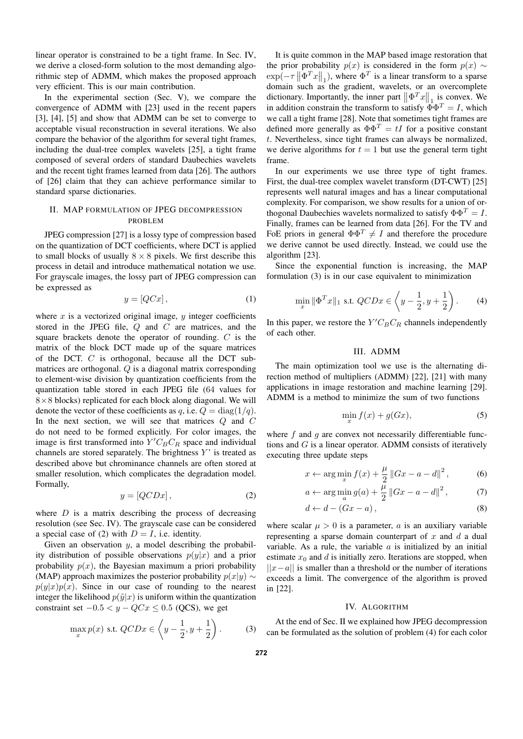linear operator is constrained to be a tight frame. In Sec. IV, we derive a closed-form solution to the most demanding algorithmic step of ADMM, which makes the proposed approach very efficient. This is our main contribution.

In the experimental section (Sec. V), we compare the convergence of ADMM with [23] used in the recent papers [3], [4], [5] and show that ADMM can be set to converge to acceptable visual reconstruction in several iterations. We also compare the behavior of the algorithm for several tight frames, including the dual-tree complex wavelets [25], a tight frame composed of several orders of standard Daubechies wavelets and the recent tight frames learned from data [26]. The authors of [26] claim that they can achieve performance similar to standard sparse dictionaries.

## II. MAP FORMULATION OF JPEG DECOMPRESSION PROBLEM

JPEG compression [27] is a lossy type of compression based on the quantization of DCT coefficients, where DCT is applied to small blocks of usually $8 \times 8$ pixels. We first describe this process in detail and introduce mathematical notation we use. For grayscale images, the lossy part of JPEG compression can be expressed as

$$y = [QCx], \tag{1}$$

where $x$ is a vectorized original image, $y$ integer coefficients stored in the JPEG file, $Q$ and $C$ are matrices, and the square brackets denote the operator of rounding. $C$ is the matrix of the block DCT made up of the square matrices of the DCT. $C$ is orthogonal, because all the DCT submatrices are orthogonal. $Q$ is a diagonal matrix corresponding to element-wise division by quantization coefficients from the quantization table stored in each JPEG file (64 values for $8\times 8$ blocks) replicated for each block along diagonal. We will denote the vector of these coefficients as $q$, i.e. $Q = \mathrm{diag}(1/q)$. In the next section, we will see that matrices $Q$ and $C$ do not need to be formed explicitly. For color images, the image is first transformed into $Y'C_BC_R$ space and individual channels are stored separately. The brightness $Y$' is treated as described above but chrominance channels are often stored at smaller resolution, which complicates the degradation model. Formally,

$$y = [QCDx], \tag{2}$$

where $D$ is a matrix describing the process of decreasing resolution (see Sec. IV). The grayscale case can be considered a special case of (2) with $D = I$, i.e. identity.

Given an observation $y$, a model describing the probability distribution of possible observations $p(y|x)$ and a prior probability $p(x)$, the Bayesian maximum a priori probability (MAP) approach maximizes the posterior probability $p(x|y) \sim p(y|x)p(x)$. Since in our case of rounding to the nearest integer the likelihood $p(\tilde{y}|x)$ is uniform within the quantization constraint set $-0.5 < y - QCx \leq 0.5$ (QCS), we get

$$\max_x p(x) \text{ s.t. } QCDx \in \left\langle y - \frac{1}{2}, y + \frac{1}{2} \right). \tag{3}$$

It is quite common in the MAP based image restoration that the prior probability $p(x)$ is considered in the form $p(x) \sim \exp(-\tau \left\|\Phi^T x\right\|_1)$, where $\Phi^T$ is a linear transform to a sparse domain such as the gradient, wavelets, or an overcomplete dictionary. Importantly, the inner part $\left\|\Phi^T x\right\|_1$ is convex. We in addition constrain the transform to satisfy $\Phi\Phi^T = I$, which we call a tight frame [28]. Note that sometimes tight frames are defined more generally as $\Phi\Phi^T = tI$ for a positive constant $t$. Nevertheless, since tight frames can always be normalized, we derive algorithms for $t = 1$ but use the general term tight frame.

In our experiments we use three type of tight frames. First, the dual-tree complex wavelet transform (DT-CWT) [25] represents well natural images and has a linear computational complexity. For comparison, we show results for a union of orthogonal Daubechies wavelets normalized to satisfy $\Phi\Phi^T = I$. Finally, frames can be learned from data [26]. For the TV and FoE priors in general $\Phi\Phi^T \neq I$ and therefore the procedure we derive cannot be used directly. Instead, we could use the algorithm [23].

Since the exponential function is increasing, the MAP formulation (3) is in our case equivalent to minimization

$$\min_x \|\Phi^T x\|_1 \text{ s.t. } QCDx \in \left\langle y - \frac{1}{2}, y + \frac{1}{2} \right). \tag{4}$$

In this paper, we restore the $Y'C_BC_R$ channels independently of each other.

## III. ADMM

The main optimization tool we use is the alternating direction method of multipliers (ADMM) [22], [21] with many applications in image restoration and machine learning [29]. ADMM is a method to minimize the sum of two functions

$$\min_x f(x) + g(Gx), \tag{5}$$

where $f$ and $g$ are convex not necessarily differentiable functions and $G$ is a linear operator. ADMM consists of iteratively executing three update steps

$$x \leftarrow \arg\min_x f(x) + \frac{\mu}{2}\|Gx - a - d\|^2, \tag{6}$$

$$a \leftarrow \arg\min_a g(a) + \frac{\mu}{2}\|Gx - a - d\|^2, \tag{7}$$

$$d \leftarrow d - (Gx - a), \tag{8}$$

where scalar $\mu > 0$ is a parameter, $a$ is an auxiliary variable representing a sparse domain counterpart of $x$ and $d$ a dual variable. As a rule, the variable $a$ is initialized by an initial estimate $x_0$ and $d$ is initially zero. Iterations are stopped, when $||x - a||$ is smaller than a threshold or the number of iterations exceeds a limit. The convergence of the algorithm is proved in [22].

## IV. ALGORITHM

At the end of Sec. II we explained how JPEG decompression can be formulated as the solution of problem (4) for each color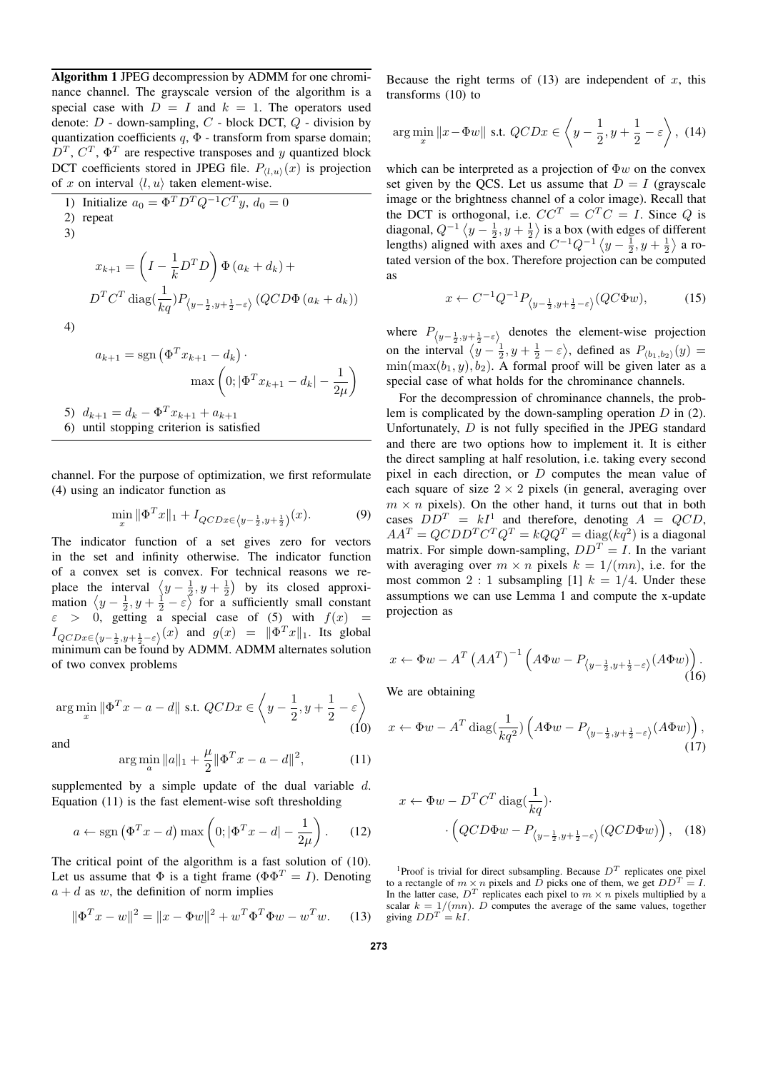**Algorithm 1** JPEG decompression by ADMM for one chrominance channel. The grayscale version of the algorithm is a special case with $D = I$ and $k = 1$. The operators used denote: $D$ - down-sampling, $C$ - block DCT, $Q$ - division by quantization coefficients $q$, $\Phi$ - transform from sparse domain; $D^T$, $C^T$, $\Phi^T$ are respective transposes and $y$ quantized block DCT coefficients stored in JPEG file. $P_{\langle l,u\rangle}(x)$ is projection of $x$ on interval $\langle l, u\rangle$ taken element-wise.

1) Initialize $a_0 = \Phi^T D^T Q^{-1} C^T y$, $d_0 = 0$
2) repeat
3)
$$x_{k+1} = \left(I - \frac{1}{k}D^T D\right)\Phi\left(a_k + d_k\right) + D^T C^T \operatorname{diag}(\frac{1}{kq}) P_{\left\langle y-\frac{1}{2}, y+\frac{1}{2}-\varepsilon\right\rangle}\left(QCD\Phi\left(a_k + d_k\right)\right)$$
4)
$$a_{k+1} = \operatorname{sgn}\left(\Phi^T x_{k+1} - d_k\right) \cdot \max\left(0; |\Phi^T x_{k+1} - d_k| - \frac{1}{2\mu}\right)$$
5) $d_{k+1} = d_k - \Phi^T x_{k+1} + a_{k+1}$
6) until stopping criterion is satisfied

channel. For the purpose of optimization, we first reformulate (4) using an indicator function as

$$\min_x \|\Phi^T x\|_1 + I_{QCDx\in\left\langle y-\frac{1}{2}, y+\frac{1}{2}\right)}(x). \tag{9}$$

The indicator function of a set gives zero for vectors in the set and infinity otherwise. The indicator function of a convex set is convex. For technical reasons we replace the interval $\left\langle y-\frac{1}{2}, y+\frac{1}{2}\right)$ by its closed approximation $\left\langle y-\frac{1}{2}, y+\frac{1}{2}-\varepsilon\right\rangle$ for a sufficiently small constant $\varepsilon > 0$, getting a special case of (5) with $f(x) = I_{QCDx\in\left\langle y-\frac{1}{2}, y+\frac{1}{2}-\varepsilon\right\rangle}(x)$ and $g(x) = \|\Phi^T x\|_1$. Its global minimum can be found by ADMM. ADMM alternates solution of two convex problems

$$\arg\min_x \|\Phi^T x - a - d\| \text{ s.t. } QCDx \in \left\langle y-\frac{1}{2}, y+\frac{1}{2}-\varepsilon\right\rangle \tag{10}$$

and

$$\arg\min_a \|a\|_1 + \frac{\mu}{2}\|\Phi^T x - a - d\|^2, \tag{11}$$

supplemented by a simple update of the dual variable $d$. Equation (11) is the fast element-wise soft thresholding

$$a \leftarrow \operatorname{sgn}\left(\Phi^T x - d\right)\max\left(0; |\Phi^T x - d| - \frac{1}{2\mu}\right). \tag{12}$$

The critical point of the algorithm is a fast solution of (10). Let us assume that $\Phi$ is a tight frame ($\Phi\Phi^T = I$). Denoting $a + d$ as $w$, the definition of norm implies

$$\|\Phi^T x - w\|^2 = \|x - \Phi w\|^2 + w^T\Phi^T\Phi w - w^T w. \tag{13}$$

Because the right terms of (13) are independent of $x$, this transforms (10) to

$$\arg\min_x \|x - \Phi w\| \text{ s.t. } QCDx \in \left\langle y-\frac{1}{2}, y+\frac{1}{2}-\varepsilon\right\rangle, \tag{14}$$

which can be interpreted as a projection of $\Phi w$ on the convex set given by the QCS. Let us assume that $D = I$ (grayscale image or the brightness channel of a color image). Recall that the DCT is orthogonal, i.e. $CC^T = C^T C = I$. Since $Q$ is diagonal, $Q^{-1}\left\langle y-\frac{1}{2}, y+\frac{1}{2}\right\rangle$ is a box (with edges of different lengths) aligned with axes and $C^{-1}Q^{-1}\left\langle y-\frac{1}{2}, y+\frac{1}{2}\right\rangle$ a rotated version of the box. Therefore projection can be computed as

$$x \leftarrow C^{-1}Q^{-1}P_{\left\langle y-\frac{1}{2}, y+\frac{1}{2}-\varepsilon\right\rangle}(QC\Phi w), \tag{15}$$

where $P_{\left\langle y-\frac{1}{2}, y+\frac{1}{2}-\varepsilon\right\rangle}$ denotes the element-wise projection on the interval $\left\langle y-\frac{1}{2}, y+\frac{1}{2}-\varepsilon\right\rangle$, defined as $P_{\langle b_1,b_2\rangle}(y) = \min(\max(b_1, y), b_2)$. A formal proof will be given later as a special case of what holds for the chrominance channels.

For the decompression of chrominance channels, the problem is complicated by the down-sampling operation $D$ in (2). Unfortunately, $D$ is not fully specified in the JPEG standard and there are two options how to implement it. It is either the direct sampling at half resolution, i.e. taking every second pixel in each direction, or $D$ computes the mean value of each square of size $2 \times 2$ pixels (in general, averaging over $m \times n$ pixels). On the other hand, it turns out that in both cases $DD^T = kI$[1] and therefore, denoting $A = QCD$, $AA^T = QCDD^T C^T Q^T = kQQ^T = \operatorname{diag}(kq^2)$ is a diagonal matrix. For simple down-sampling, $DD^T = I$. In the variant with averaging over $m \times n$ pixels $k = 1/(mn)$, i.e. for the most common 2 : 1 subsampling [1] $k = 1/4$. Under these assumptions we can use Lemma 1 and compute the x-update projection as

$$x \leftarrow \Phi w - A^T\left(AA^T\right)^{-1}\left(A\Phi w - P_{\left\langle y-\frac{1}{2}, y+\frac{1}{2}-\varepsilon\right\rangle}(A\Phi w)\right). \tag{16}$$

We are obtaining

$$x \leftarrow \Phi w - A^T\operatorname{diag}(\frac{1}{kq^2})\left(A\Phi w - P_{\left\langle y-\frac{1}{2}, y+\frac{1}{2}-\varepsilon\right\rangle}(A\Phi w)\right), \tag{17}$$

$$x \leftarrow \Phi w - D^T C^T \operatorname{diag}(\frac{1}{kq}) \cdot \left(QCD\Phi w - P_{\left\langle y-\frac{1}{2}, y+\frac{1}{2}-\varepsilon\right\rangle}(QCD\Phi w)\right), \tag{18}$$

[1] Proof is trivial for direct subsampling. Because $D^T$ replicates one pixel to a rectangle of $m \times n$ pixels and $D$ picks one of them, we get $DD^T = I$. In the latter case, $D^T$ replicates each pixel to $m \times n$ pixels multiplied by a scalar $k = 1/(mn)$. $D$ computes the average of the same values, together giving $DD^T = kI$.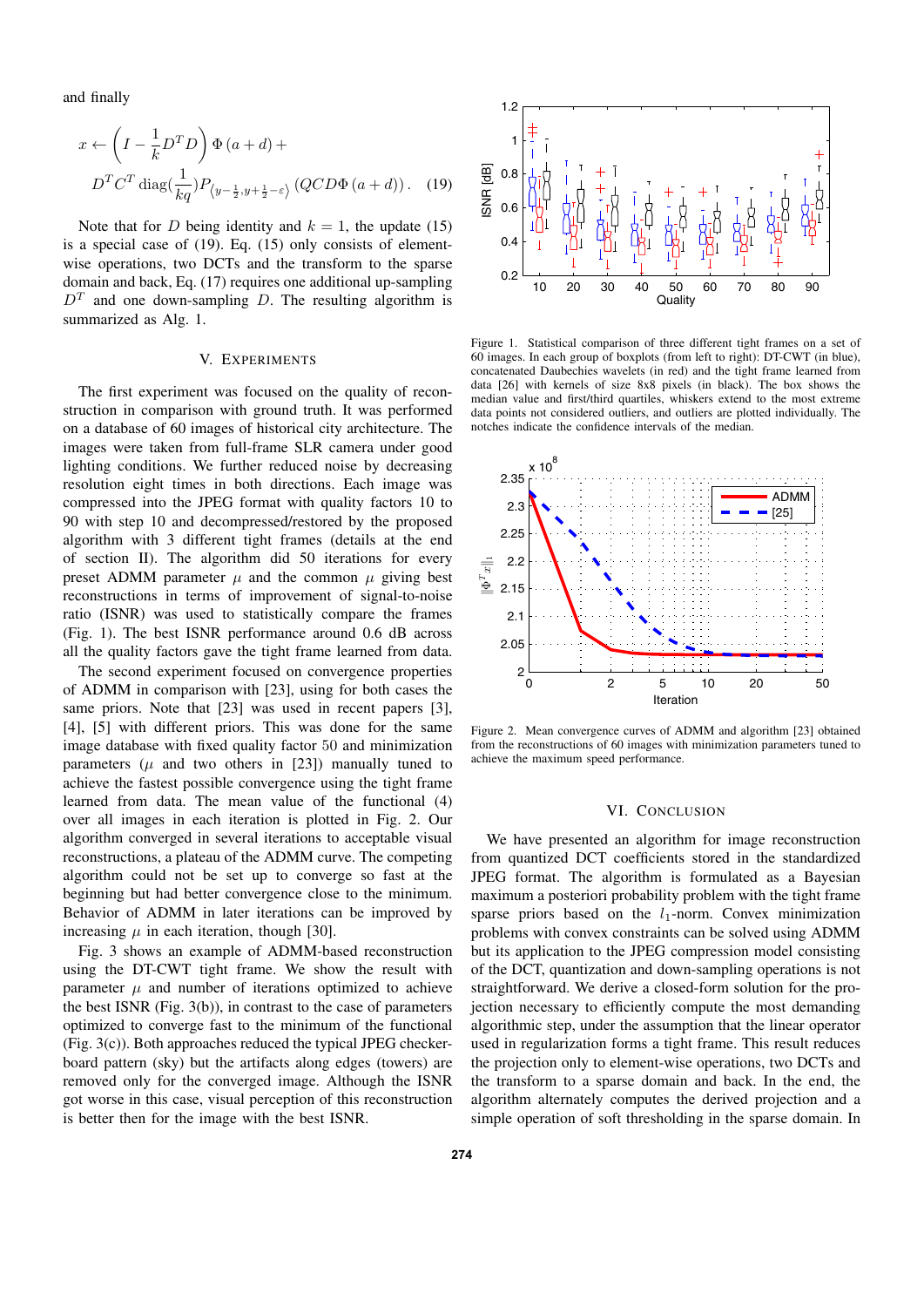and finally

$$x \leftarrow \left(I - \frac{1}{k} D^T D\right) \Phi\left(a + d\right) + D^T C^T \operatorname{diag}\left(\frac{1}{kq}\right) P_{\langle y - \frac{1}{2}, y + \frac{1}{2} - \varepsilon\rangle} \left(QCD\Phi\left(a + d\right)\right). \quad (19)$$

Note that for $D$ being identity and $k = 1$, the update (15) is a special case of (19). Eq. (15) only consists of element-wise operations, two DCTs and the transform to the sparse domain and back, Eq. (17) requires one additional up-sampling $D^T$ and one down-sampling $D$. The resulting algorithm is summarized as Alg. 1.

## V. Experiments

The first experiment was focused on the quality of reconstruction in comparison with ground truth. It was performed on a database of 60 images of historical city architecture. The images were taken from full-frame SLR camera under good lighting conditions. We further reduced noise by decreasing resolution eight times in both directions. Each image was compressed into the JPEG format with quality factors 10 to 90 with step 10 and decompressed/restored by the proposed algorithm with 3 different tight frames (details at the end of section II). The algorithm did 50 iterations for every preset ADMM parameter $\mu$ and the common $\mu$ giving best reconstructions in terms of improvement of signal-to-noise ratio (ISNR) was used to statistically compare the frames (Fig. 1). The best ISNR performance around 0.6 dB across all the quality factors gave the tight frame learned from data.

The second experiment focused on convergence properties of ADMM in comparison with [23], using for both cases the same priors. Note that [23] was used in recent papers [3], [4], [5] with different priors. This was done for the same image database with fixed quality factor 50 and minimization parameters ($\mu$ and two others in [23]) manually tuned to achieve the fastest convergence using the tight frame learned from data. The mean value of the functional (4) over all images in each iteration is plotted in Fig. 2. Our algorithm converged in several iterations to acceptable visual reconstructions, a plateau of the ADMM curve. The competing algorithm could not be set up to converge so fast at the beginning but had better convergence close to the minimum. Behavior of ADMM in later iterations can be improved by increasing $\mu$ in each iteration, though [30].

Fig. 3 shows an example of ADMM-based reconstruction using the DT-CWT tight frame. We show the result with parameter $\mu$ and number of iterations optimized to achieve the best ISNR (Fig. 3(b)), in contrast to the case of parameters optimized to converge fast to the minimum of the functional (Fig. 3(c)). Both approaches reduced the typical JPEG checkerboard pattern (sky) but the artifacts along edges (towers) are removed only for the converged image. Although the ISNR got worse in this case, visual perception of this reconstruction is better then for the image with the best ISNR.

Figure 1. Statistical comparison of three different tight frames on a set of 60 images. In each group of boxplots (from left to right): DT-CWT (in blue), concatenated Daubechies wavelets (in red) and the tight frame learned from data [26] with kernels of size 8x8 pixels (in black). The box shows the median value and first/third quartiles, whiskers extend to the most extreme data points not considered outliers, and outliers are plotted individually. The notches indicate the confidence intervals of the median.

Figure 2. Mean convergence curves of ADMM and algorithm [23] obtained from the reconstructions of 60 images with minimization parameters tuned to achieve the maximum speed performance.

## VI. Conclusion

We have presented an algorithm for image reconstruction from quantized DCT coefficients stored in the standardized JPEG format. The algorithm is formulated as a Bayesian maximum a posteriori probability problem with the tight frame sparse priors based on the $l_1$-norm. Convex minimization problems with convex constraints can be solved using ADMM but its application to the JPEG compression model consisting of the DCT, quantization and down-sampling operations is not straightforward. We derive a closed-form solution for the projection necessary to efficiently compute the most demanding algorithmic step, under the assumption that the linear operator used in regularization forms a tight frame. This result reduces the projection only to element-wise operations, two DCTs and the transform to a sparse domain and back. In the end, the algorithm alternately computes the derived projection and a simple operation of soft thresholding in the sparse domain. In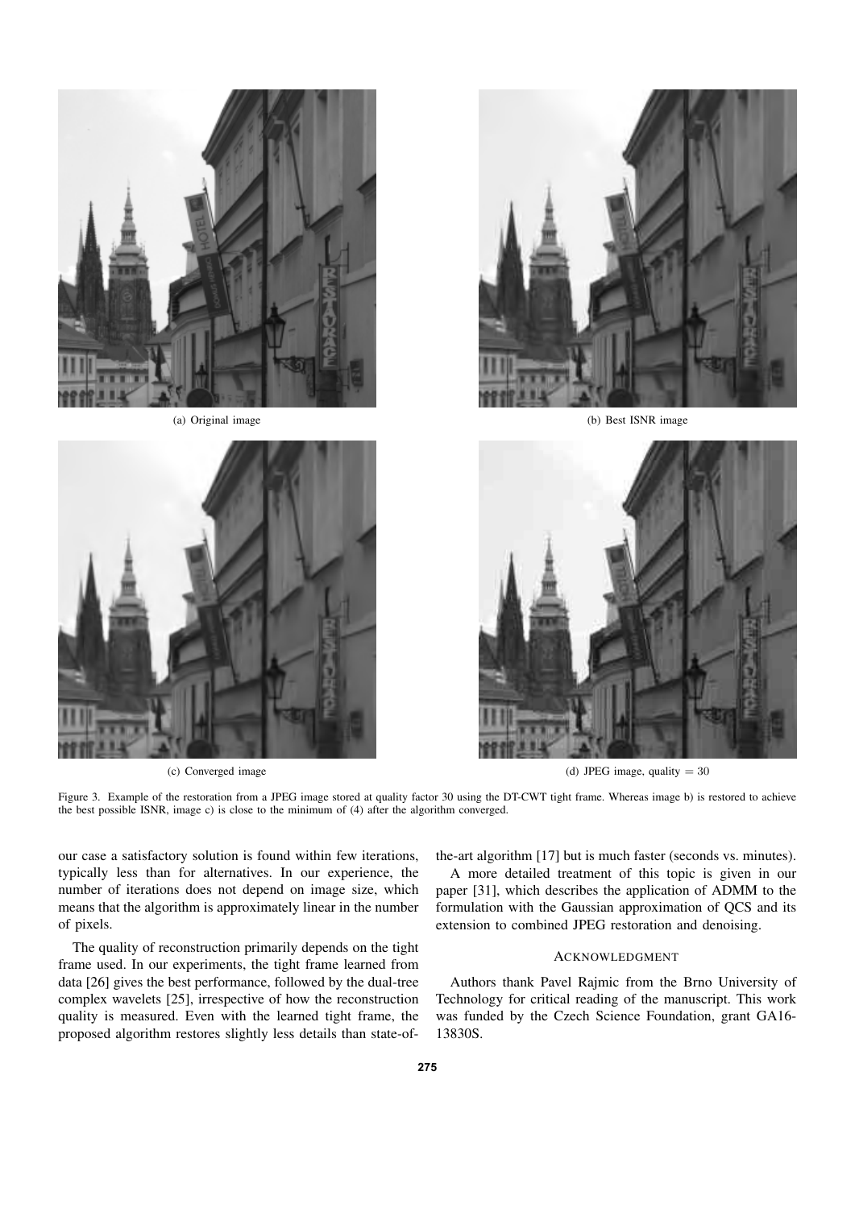(a) Original image

(b) Best ISNR image

(c) Converged image

(d) JPEG image, quality $= 30$

Figure 3. Example of the restoration from a JPEG image stored at quality factor 30 using the DT-CWT tight frame. Whereas image b) is restored to achieve the best possible ISNR, image c) is close to the minimum of (4) after the algorithm converged.

our case a satisfactory solution is found within few iterations, typically less than for alternatives. In our experience, the number of iterations does not depend on image size, which means that the algorithm is approximately linear in the number of pixels.

The quality of reconstruction primarily depends on the tight frame used. In our experiments, the tight frame learned from data [26] gives the best performance, followed by the dual-tree complex wavelets [25], irrespective of how the reconstruction quality is measured. Even with the learned tight frame, the proposed algorithm restores slightly less details than state-of-the-art algorithm [17] but is much faster (seconds vs. minutes).

A more detailed treatment of this topic is given in our paper [31], which describes the application of ADMM to the formulation with the Gaussian approximation of QCS and its extension to combined JPEG restoration and denoising.

## ACKNOWLEDGMENT

Authors thank Pavel Rajmic from the Brno University of Technology for critical reading of the manuscript. This work was funded by the Czech Science Foundation, grant GA16-13830S.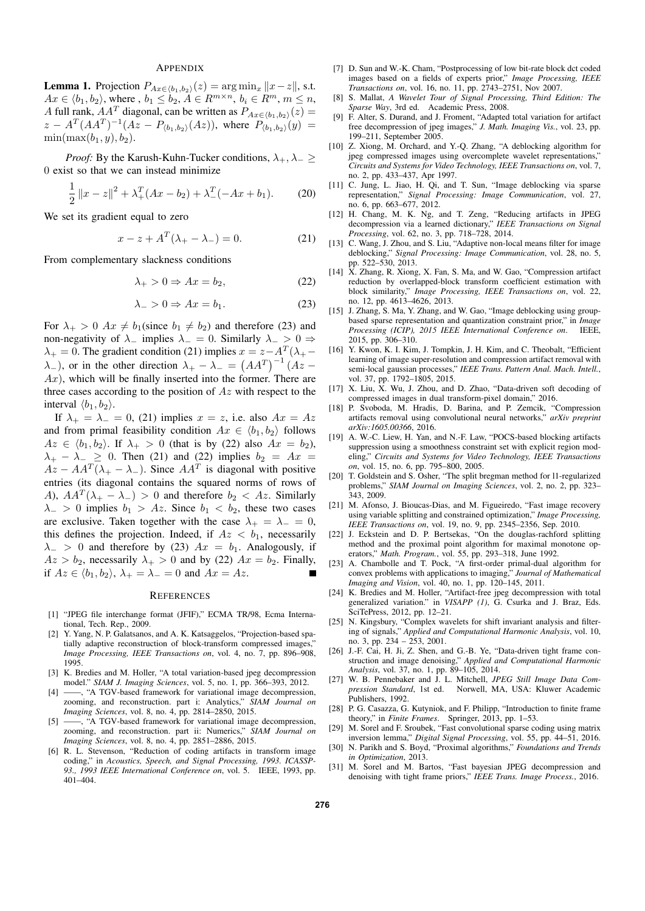## Appendix

**Lemma 1.** Projection $P_{Ax \in \langle b_1, b_2 \rangle}(z) = \arg\min_x \|x - z\|$, s.t. $Ax \in \langle b_1, b_2 \rangle$, where , $b_1 \leq b_2$, $A \in R^{m \times n}$, $b_i \in R^m$, $m \leq n$, $A$ full rank, $AA^T$ diagonal, can be written as $P_{Ax \in \langle b_1, b_2 \rangle}(z) = z - A^T(AA^T)^{-1}(Az - P_{\langle b_1, b_2 \rangle}(Az))$, where $P_{\langle b_1, b_2 \rangle}(y) = \min(\max(b_1, y), b_2)$.

*Proof:* By the Karush-Kuhn-Tucker conditions, $\lambda_+, \lambda_- \geq 0$ exist so that we can instead minimize

$$\frac{1}{2}\|x - z\|^2 + \lambda_+^T(Ax - b_2) + \lambda_-^T(-Ax + b_1). \tag{20}$$

We set its gradient equal to zero

$$x - z + A^T(\lambda_+ - \lambda_-) = 0. \tag{21}$$

From complementary slackness conditions

$$\lambda_+ > 0 \Rightarrow Ax = b_2, \tag{22}$$

$$\lambda_- > 0 \Rightarrow Ax = b_1. \tag{23}$$

For $\lambda_+ > 0$ $Ax \neq b_1$(since $b_1 \neq b_2$) and therefore (23) and non-negativity of $\lambda_-$ implies $\lambda_- = 0$. Similarly $\lambda_- > 0 \Rightarrow \lambda_+ = 0$. The gradient condition (21) implies $x = z - A^T(\lambda_+ - \lambda_-)$, or in the other direction $\lambda_+ - \lambda_- = \left(AA^T\right)^{-1}(Az - Ax)$, which will be finally inserted into the former. There are three cases according to the position of $Az$ with respect to the interval $\langle b_1, b_2 \rangle$.

If $\lambda_+ = \lambda_- = 0$, (21) implies $x = z$, i.e. also $Ax = Az$ and from primal feasibility condition $Ax \in \langle b_1, b_2 \rangle$ follows $Az \in \langle b_1, b_2 \rangle$. If $\lambda_+ > 0$ (that is by (22) also $Ax = b_2$), $\lambda_+ - \lambda_- \geq 0$. Then (21) and (22) implies $b_2 = Ax = Az - AA^T(\lambda_+ - \lambda_-)$. Since $AA^T$ is diagonal with positive entries (its diagonal contains the squared norms of rows of $A$), $AA^T(\lambda_+ - \lambda_-) > 0$ and therefore $b_2 < Az$. Similarly $\lambda_- > 0$ implies $b_1 > Az$. Since $b_1 < b_2$, these two cases are exclusive. Taken together with the case $\lambda_+ = \lambda_- = 0$, this defines the projection. Indeed, if $Az < b_1$, necessarily $\lambda_- > 0$ and therefore by (23) $Ax = b_1$. Analogously, if $Az > b_2$, necessarily $\lambda_+ > 0$ and by (22) $Ax = b_2$. Finally, if $Az \in \langle b_1, b_2 \rangle$, $\lambda_+ = \lambda_- = 0$ and $Ax = Az$. ■

## References

[1] "JPEG file interchange format (JFIF)," ECMA TR/98, Ecma International, Tech. Rep., 2009.

[2] Y. Yang, N. P. Galatsanos, and A. K. Katsaggelos, "Projection-based spatially adaptive reconstruction of block-transform compressed images," *Image Processing, IEEE Transactions on*, vol. 4, no. 7, pp. 896–908, 1995.

[3] K. Bredies and M. Holler, "A total variation-based jpeg decompression model." *SIAM J. Imaging Sciences*, vol. 5, no. 1, pp. 366–393, 2012.

[4] ——, "A TGV-based framework for variational image decompression, zooming, and reconstruction. part i: Analytics," *SIAM Journal on Imaging Sciences*, vol. 8, no. 4, pp. 2814–2850, 2015.

[5] ——, "A TGV-based framework for variational image decompression, zooming, and reconstruction. part ii: Numerics," *SIAM Journal on Imaging Sciences*, vol. 8, no. 4, pp. 2851–2886, 2015.

[6] R. L. Stevenson, "Reduction of coding artifacts in transform image coding," in *Acoustics, Speech, and Signal Processing, 1993. ICASSP-93., 1993 IEEE International Conference on*, vol. 5. IEEE, 1993, pp. 401–404.

[7] D. Sun and W.-K. Cham, "Postprocessing of low bit-rate block dct coded images based on a fields of experts prior," *Image Processing, IEEE Transactions on*, vol. 16, no. 11, pp. 2743–2751, Nov 2007.

[8] S. Mallat, *A Wavelet Tour of Signal Processing, Third Edition: The Sparse Way*, 3rd ed. Academic Press, 2008.

[9] F. Alter, S. Durand, and J. Froment, "Adapted total variation for artifact free decompression of jpeg images," *J. Math. Imaging Vis.*, vol. 23, pp. 199–211, September 2005.

[10] Z. Xiong, M. Orchard, and Y.-Q. Zhang, "A deblocking algorithm for jpeg compressed images using overcomplete wavelet representations," *Circuits and Systems for Video Technology, IEEE Transactions on*, vol. 7, no. 2, pp. 433–437, Apr 1997.

[11] C. Jung, L. Jiao, H. Qi, and T. Sun, "Image deblocking via sparse representation," *Signal Processing: Image Communication*, vol. 27, no. 6, pp. 663–677, 2012.

[12] H. Chang, M. K. Ng, and T. Zeng, "Reducing artifacts in JPEG decompression via a learned dictionary," *IEEE Transactions on Signal Processing*, vol. 62, no. 3, pp. 718–728, 2014.

[13] C. Wang, J. Zhou, and S. Liu, "Adaptive non-local means filter for image deblocking," *Signal Processing: Image Communication*, vol. 28, no. 5, pp. 522–530, 2013.

[14] X. Zhang, R. Xiong, X. Fan, S. Ma, and W. Gao, "Compression artifact reduction by overlapped-block transform coefficient estimation with block similarity," *Image Processing, IEEE Transactions on*, vol. 22, no. 12, pp. 4613–4626, 2013.

[15] J. Zhang, S. Ma, Y. Zhang, and W. Gao, "Image deblocking using group-based sparse representation and quantization constraint prior," in *Image Processing (ICIP), 2015 IEEE International Conference on*. IEEE, 2015, pp. 306–310.

[16] Y. Kwon, K. I. Kim, J. Tompkin, J. H. Kim, and C. Theobalt, "Efficient learning of image super-resolution and compression artifact removal with semi-local gaussian processes," *IEEE Trans. Pattern Anal. Mach. Intell.*, vol. 37, pp. 1792–1805, 2015.

[17] X. Liu, X. Wu, J. Zhou, and D. Zhao, "Data-driven soft decoding of compressed images in dual transform-pixel domain," 2016.

[18] P. Svoboda, M. Hradis, D. Barina, and P. Zemcik, "Compression artifacts removal using convolutional neural networks," *arXiv preprint arXiv:1605.00366*, 2016.

[19] A. W.-C. Liew, H. Yan, and N.-F. Law, "POCS-based blocking artifacts suppression using a smoothness constraint set with explicit region modeling," *Circuits and Systems for Video Technology, IEEE Transactions on*, vol. 15, no. 6, pp. 795–800, 2005.

[20] T. Goldstein and S. Osher, "The split bregman method for l1-regularized problems," *SIAM Journal on Imaging Sciences*, vol. 2, no. 2, pp. 323–343, 2009.

[21] M. Afonso, J. Bioucas-Dias, and M. Figueiredo, "Fast image recovery using variable splitting and constrained optimization," *Image Processing, IEEE Transactions on*, vol. 19, no. 9, pp. 2345–2356, Sep. 2010.

[22] J. Eckstein and D. P. Bertsekas, "On the douglas-rachford splitting method and the proximal point algorithm for maximal monotone operators," *Math. Program.*, vol. 55, pp. 293–318, June 1992.

[23] A. Chambolle and T. Pock, "A first-order primal-dual algorithm for convex problems with applications to imaging," *Journal of Mathematical Imaging and Vision*, vol. 40, no. 1, pp. 120–145, 2011.

[24] K. Bredies and M. Holler, "Artifact-free jpeg decompression with total generalized variation." in *VISAPP (1)*, G. Csurka and J. Braz, Eds. SciTePress, 2012, pp. 12–21.

[25] N. Kingsbury, "Complex wavelets for shift invariant analysis and filtering of signals," *Applied and Computational Harmonic Analysis*, vol. 10, no. 3, pp. 234 – 253, 2001.

[26] J.-F. Cai, H. Ji, Z. Shen, and G.-B. Ye, "Data-driven tight frame construction and image denoising," *Applied and Computational Harmonic Analysis*, vol. 37, no. 1, pp. 89–105, 2014.

[27] W. B. Pennebaker and J. L. Mitchell, *JPEG Still Image Data Compression Standard*, 1st ed. Norwell, MA, USA: Kluwer Academic Publishers, 1992.

[28] P. G. Casazza, G. Kutyniok, and F. Philipp, "Introduction to finite frame theory," in *Finite Frames*. Springer, 2013, pp. 1–53.

[29] M. Sorel and F. Sroubek, "Fast convolutional sparse coding using matrix inversion lemma," *Digital Signal Processing*, vol. 55, pp. 44–51, 2016.

[30] N. Parikh and S. Boyd, "Proximal algorithms," *Foundations and Trends in Optimization*, 2013.

[31] M. Sorel and M. Bartos, "Fast bayesian JPEG decompression and denoising with tight frame priors," *IEEE Trans. Image Process.*, 2016.